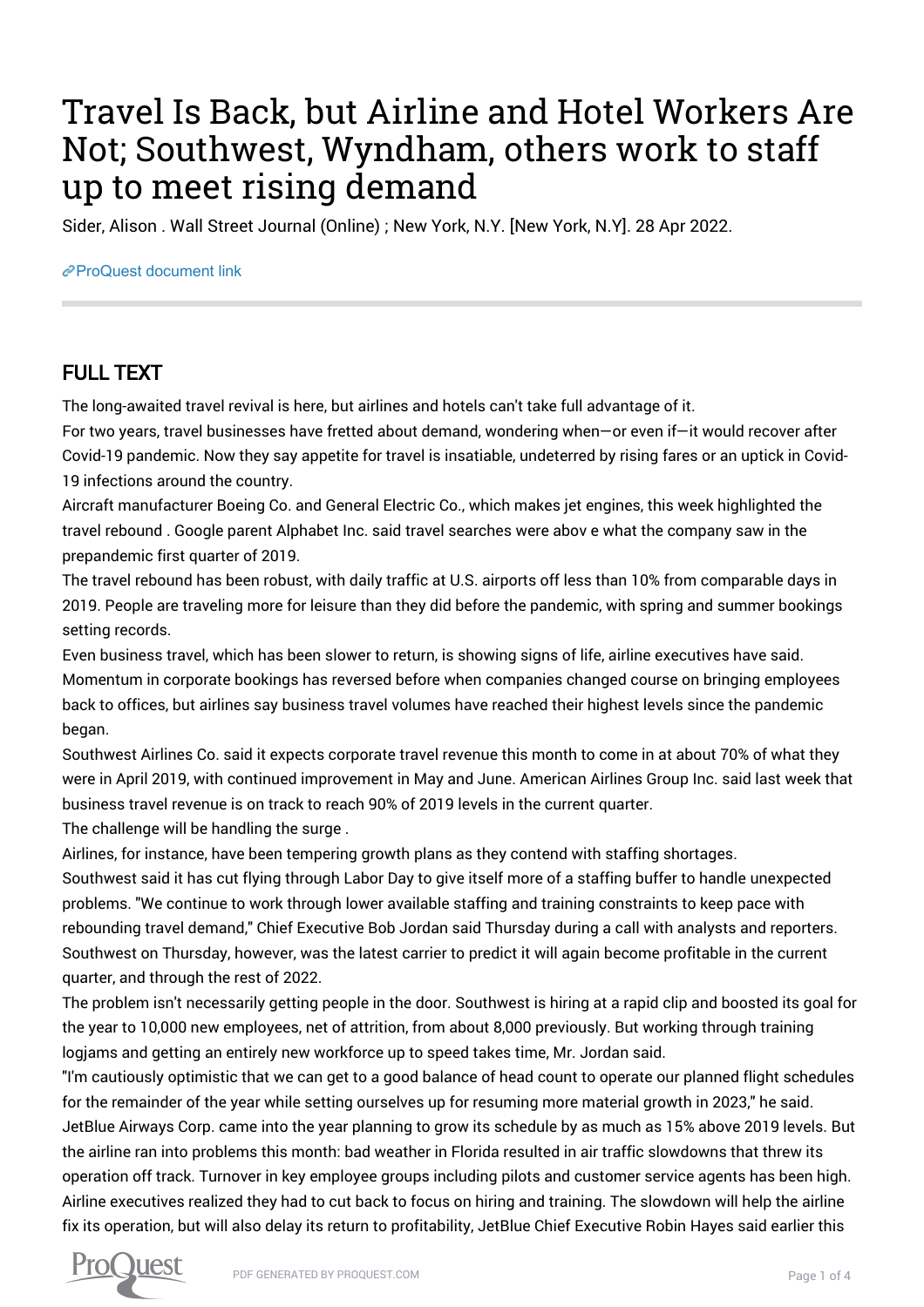# Travel Is Back, but Airline and Hotel Workers Are Not; Southwest, Wyndham, others work to staff up to meet rising demand

Sider, Alison . Wall Street Journal (Online) ; New York, N.Y. [New York, N.Y]. 28 Apr 2022.

ProQuest document link

## FULL TEXT

The long-awaited travel revival is here, but airlines and hotels can't take full advantage of it.

For two years, travel businesses have fretted about demand, wondering when—or even if—it would recover after Covid-19 pandemic. Now they say appetite for travel is insatiable, undeterred by rising fares or an uptick in Covid-19 infections around the country.

Aircraft manufacturer Boeing Co. and General Electric Co., which makes jet engines, this week highlighted the travel rebound . Google parent Alphabet Inc. said travel searches were abov e what the company saw in the prepandemic first quarter of 2019.

The travel rebound has been robust, with daily traffic at U.S. airports off less than 10% from comparable days in 2019. People are traveling more for leisure than they did before the pandemic, with spring and summer bookings setting records.

Even business travel, which has been slower to return, is showing signs of life, airline executives have said. Momentum in corporate bookings has reversed before when companies changed course on bringing employees back to offices, but airlines say business travel volumes have reached their highest levels since the pandemic began.

Southwest Airlines Co. said it expects corporate travel revenue this month to come in at about 70% of what they were in April 2019, with continued improvement in May and June. American Airlines Group Inc. said last week that business travel revenue is on track to reach 90% of 2019 levels in the current quarter.

The challenge will be handling the surge .

Airlines, for instance, have been tempering growth plans as they contend with staffing shortages.

Southwest said it has cut flying through Labor Day to give itself more of a staffing buffer to handle unexpected problems. "We continue to work through lower available staffing and training constraints to keep pace with rebounding travel demand," Chief Executive Bob Jordan said Thursday during a call with analysts and reporters. Southwest on Thursday, however, was the latest carrier to predict it will again become profitable in the current quarter, and through the rest of 2022.

The problem isn't necessarily getting people in the door. Southwest is hiring at a rapid clip and boosted its goal for the year to 10,000 new employees, net of attrition, from about 8,000 previously. But working through training logjams and getting an entirely new workforce up to speed takes time, Mr. Jordan said.

"I'm cautiously optimistic that we can get to a good balance of head count to operate our planned flight schedules for the remainder of the year while setting ourselves up for resuming more material growth in 2023," he said.

JetBlue Airways Corp. came into the year planning to grow its schedule by as much as 15% above 2019 levels. But the airline ran into problems this month: bad weather in Florida resulted in air traffic slowdowns that threw its operation off track. Turnover in key employee groups including pilots and customer service agents has been high. Airline executives realized they had to cut back to focus on hiring and training. The slowdown will help the airline fix its operation, but will also delay its return to profitability, JetBlue Chief Executive Robin Hayes said earlier this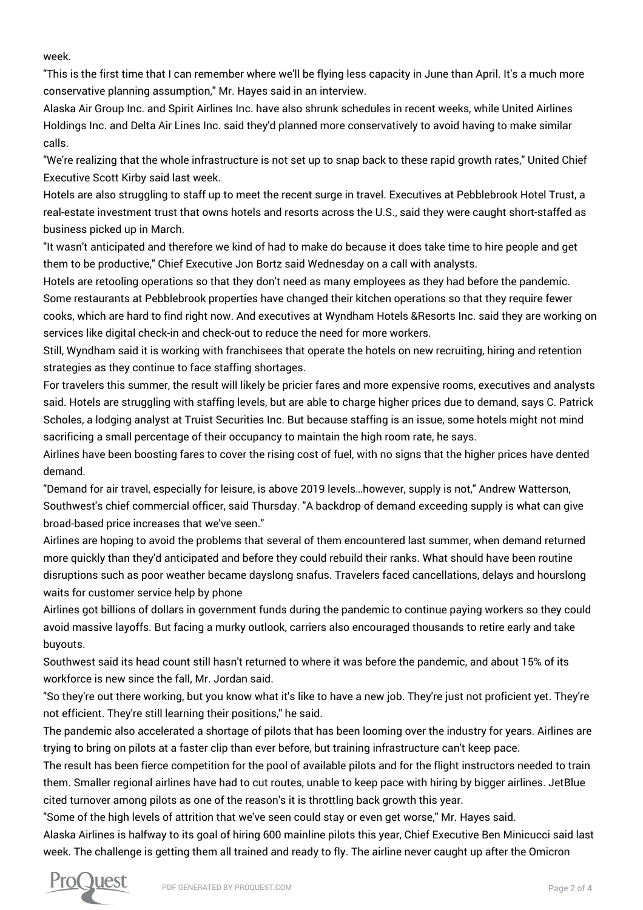week.

"This is the first time that I can remember where we'll be flying less capacity in June than April. It's a much more conservative planning assumption," Mr. Hayes said in an interview.

Alaska Air Group Inc. and Spirit Airlines Inc. have also shrunk schedules in recent weeks, while United Airlines Holdings Inc. and Delta Air Lines Inc. said they'd planned more conservatively to avoid having to make similar calls.

"We're realizing that the whole infrastructure is not set up to snap back to these rapid growth rates," United Chief Executive Scott Kirby said last week.

Hotels are also struggling to staff up to meet the recent surge in travel. Executives at Pebblebrook Hotel Trust, a real-estate investment trust that owns hotels and resorts across the U.S., said they were caught short-staffed as business picked up in March.

"It wasn't anticipated and therefore we kind of had to make do because it does take time to hire people and get them to be productive," Chief Executive Jon Bortz said Wednesday on a call with analysts.

Hotels are retooling operations so that they don't need as many employees as they had before the pandemic. Some restaurants at Pebblebrook properties have changed their kitchen operations so that they require fewer cooks, which are hard to find right now. And executives at Wyndham Hotels &Resorts Inc. said they are working on services like digital check-in and check-out to reduce the need for more workers.

Still, Wyndham said it is working with franchisees that operate the hotels on new recruiting, hiring and retention strategies as they continue to face staffing shortages.

For travelers this summer, the result will likely be pricier fares and more expensive rooms, executives and analysts said. Hotels are struggling with staffing levels, but are able to charge higher prices due to demand, says C. Patrick Scholes, a lodging analyst at Truist Securities Inc. But because staffing is an issue, some hotels might not mind sacrificing a small percentage of their occupancy to maintain the high room rate, he says.

Airlines have been boosting fares to cover the rising cost of fuel, with no signs that the higher prices have dented demand.

"Demand for air travel, especially for leisure, is above 2019 levels...however, supply is not," Andrew Watterson, Southwest's chief commercial officer, said Thursday. "A backdrop of demand exceeding supply is what can give broad-based price increases that we've seen."

Airlines are hoping to avoid the problems that several of them encountered last summer, when demand returned more quickly than they'd anticipated and before they could rebuild their ranks. What should have been routine disruptions such as poor weather became dayslong snafus. Travelers faced cancellations, delays and hourslong waits for customer service help by phone

Airlines got billions of dollars in government funds during the pandemic to continue paying workers so they could avoid massive layoffs. But facing a murky outlook, carriers also encouraged thousands to retire early and take buyouts.

Southwest said its head count still hasn't returned to where it was before the pandemic, and about 15% of its workforce is new since the fall, Mr. Jordan said.

"So they're out there working, but you know what it's like to have a new job. They're just not proficient yet. They're not efficient. They're still learning their positions," he said.

The pandemic also accelerated a shortage of pilots that has been looming over the industry for years. Airlines are trying to bring on pilots at a faster clip than ever before, but training infrastructure can't keep pace.

The result has been fierce competition for the pool of available pilots and for the flight instructors needed to train them. Smaller regional airlines have had to cut routes, unable to keep pace with hiring by bigger airlines. JetBlue cited turnover among pilots as one of the reason's it is throttling back growth this year.

"Some of the high levels of attrition that we've seen could stay or even get worse," Mr. Hayes said.

Alaska Airlines is halfway to its goal of hiring 600 mainline pilots this year, Chief Executive Ben Minicucci said last week. The challenge is getting them all trained and ready to fly. The airline never caught up after the Omicron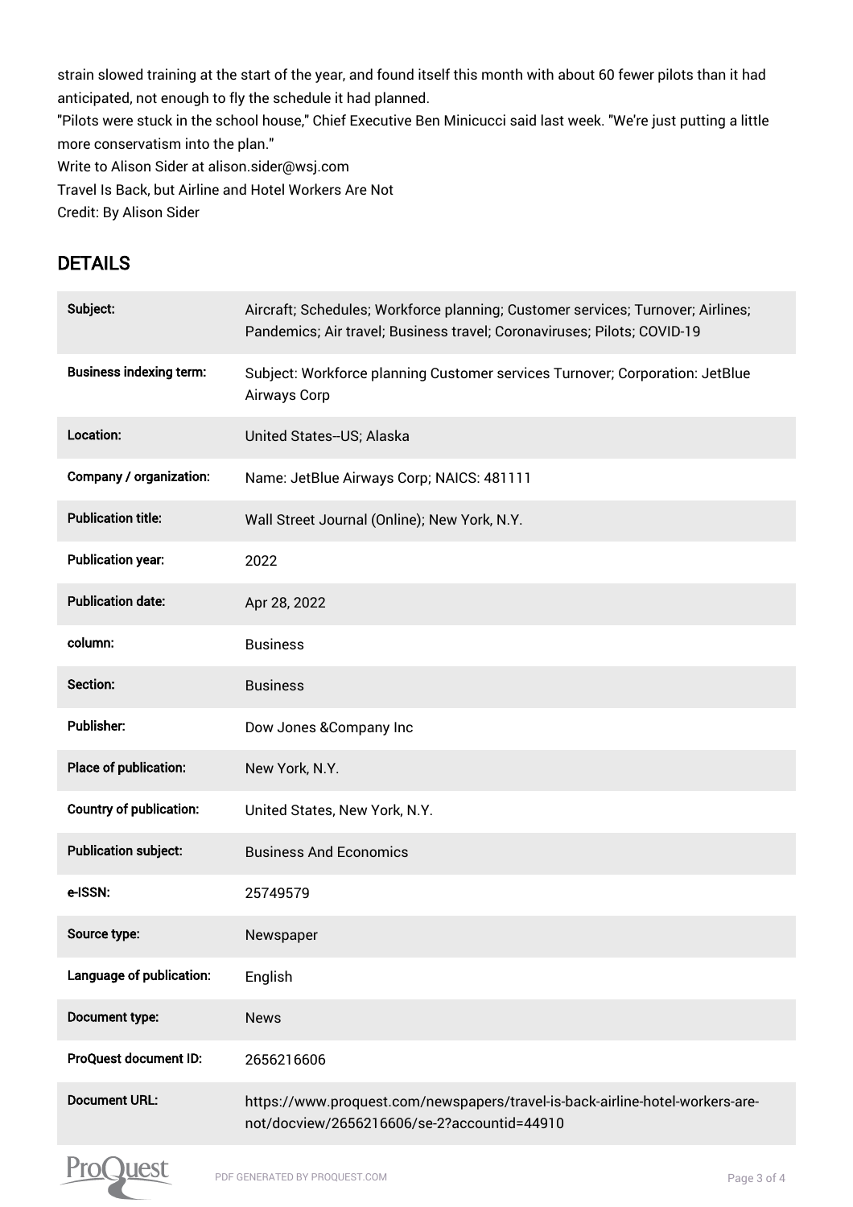strain slowed training at the start of the year, and found itself this month with about 60 fewer pilots than it had anticipated, not enough to fly the schedule it had planned.

"Pilots were stuck in the school house," Chief Executive Ben Minicucci said last week. "We're just putting a little more conservatism into the plan."

Write to Alison Sider at alison.sider@wsj.com

Travel Is Back, but Airline and Hotel Workers Are Not

Credit: By Alison Sider

## DETAILS

| | |
|---|---|
| **Subject:** | Aircraft; Schedules; Workforce planning; Customer services; Turnover; Airlines; Pandemics; Air travel; Business travel; Coronaviruses; Pilots; COVID-19 |
| **Business indexing term:** | Subject: Workforce planning Customer services Turnover; Corporation: JetBlue Airways Corp |
| **Location:** | United States--US; Alaska |
| **Company / organization:** | Name: JetBlue Airways Corp; NAICS: 481111 |
| **Publication title:** | Wall Street Journal (Online); New York, N.Y. |
| **Publication year:** | 2022 |
| **Publication date:** | Apr 28, 2022 |
| **column:** | Business |
| **Section:** | Business |
| **Publisher:** | Dow Jones &Company Inc |
| **Place of publication:** | New York, N.Y. |
| **Country of publication:** | United States, New York, N.Y. |
| **Publication subject:** | Business And Economics |
| **e-ISSN:** | 25749579 |
| **Source type:** | Newspaper |
| **Language of publication:** | English |
| **Document type:** | News |
| **ProQuest document ID:** | 2656216606 |
| **Document URL:** | https://www.proquest.com/newspapers/travel-is-back-airline-hotel-workers-are-not/docview/2656216606/se-2?accountid=44910 |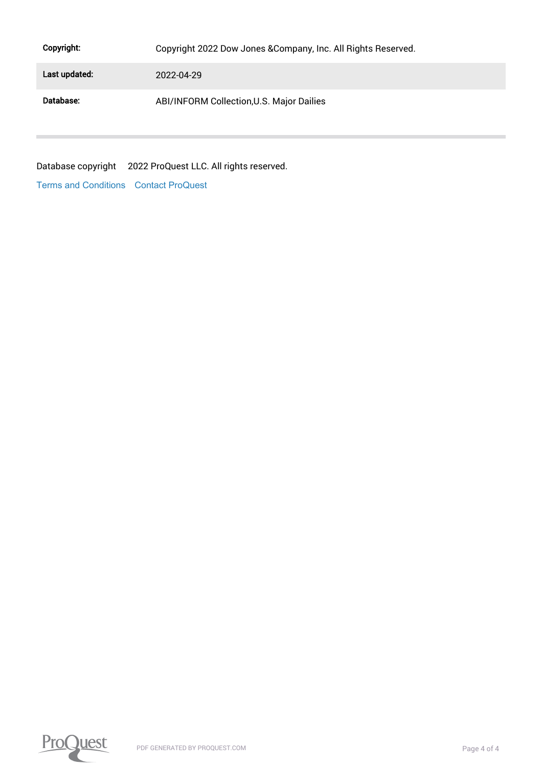| | |
|---|---|
| **Copyright:** | Copyright 2022 Dow Jones &Company, Inc. All Rights Reserved. |
| **Last updated:** | 2022-04-29 |
| **Database:** | ABI/INFORM Collection,U.S. Major Dailies |

Database copyright 2022 ProQuest LLC. All rights reserved.

Terms and Conditions Contact ProQuest